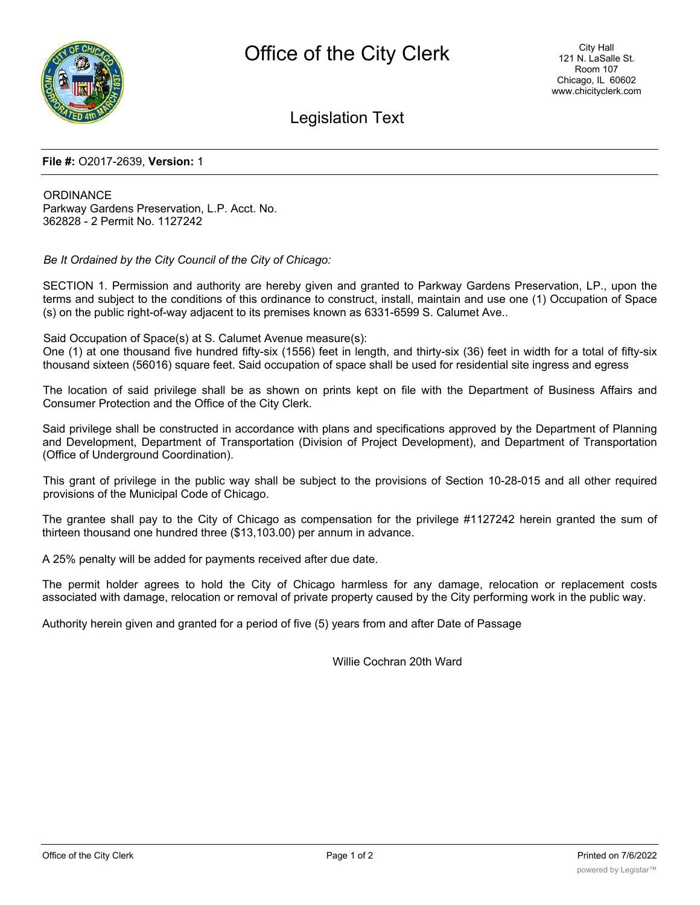# Office of the City Clerk

City Hall
121 N. LaSalle St.
Room 107
Chicago, IL 60602
www.chicityclerk.com

## Legislation Text

**File #:** O2017-2639, **Version:** 1

ORDINANCE
Parkway Gardens Preservation, L.P. Acct. No.
362828 - 2 Permit No. 1127242

*Be It Ordained by the City Council of the City of Chicago:*

SECTION 1. Permission and authority are hereby given and granted to Parkway Gardens Preservation, LP., upon the terms and subject to the conditions of this ordinance to construct, install, maintain and use one (1) Occupation of Space (s) on the public right-of-way adjacent to its premises known as 6331-6599 S. Calumet Ave..

Said Occupation of Space(s) at S. Calumet Avenue measure(s):
One (1) at one thousand five hundred fifty-six (1556) feet in length, and thirty-six (36) feet in width for a total of fifty-six thousand sixteen (56016) square feet. Said occupation of space shall be used for residential site ingress and egress

The location of said privilege shall be as shown on prints kept on file with the Department of Business Affairs and Consumer Protection and the Office of the City Clerk.

Said privilege shall be constructed in accordance with plans and specifications approved by the Department of Planning and Development, Department of Transportation (Division of Project Development), and Department of Transportation (Office of Underground Coordination).

This grant of privilege in the public way shall be subject to the provisions of Section 10-28-015 and all other required provisions of the Municipal Code of Chicago.

The grantee shall pay to the City of Chicago as compensation for the privilege #1127242 herein granted the sum of thirteen thousand one hundred three ($13,103.00) per annum in advance.

A 25% penalty will be added for payments received after due date.

The permit holder agrees to hold the City of Chicago harmless for any damage, relocation or replacement costs associated with damage, relocation or removal of private property caused by the City performing work in the public way.

Authority herein given and granted for a period of five (5) years from and after Date of Passage

Willie Cochran 20th Ward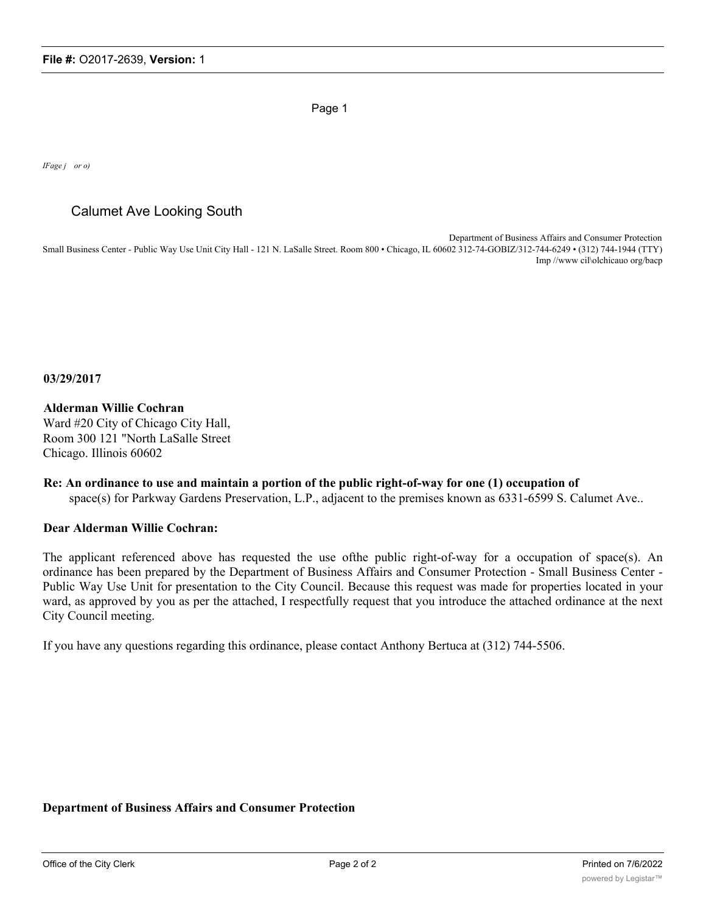Page 1

*IFage j or o)*

Calumet Ave Looking South

Department of Business Affairs and Consumer Protection
Small Business Center - Public Way Use Unit City Hall - 121 N. LaSalle Street. Room 800 • Chicago, IL 60602 312-74-GOBIZ/312-744-6249 • (312) 744-1944 (TTY)
Imp //www cil\olchicauo org/bacp

**03/29/2017**

**Alderman Willie Cochran**
Ward #20 City of Chicago City Hall,
Room 300 121 "North LaSalle Street
Chicago. Illinois 60602

**Re: An ordinance to use and maintain a portion of the public right-of-way for one (1) occupation of** space(s) for Parkway Gardens Preservation, L.P., adjacent to the premises known as 6331-6599 S. Calumet Ave..

**Dear Alderman Willie Cochran:**

The applicant referenced above has requested the use ofthe public right-of-way for a occupation of space(s). An ordinance has been prepared by the Department of Business Affairs and Consumer Protection - Small Business Center - Public Way Use Unit for presentation to the City Council. Because this request was made for properties located in your ward, as approved by you as per the attached, I respectfully request that you introduce the attached ordinance at the next City Council meeting.

If you have any questions regarding this ordinance, please contact Anthony Bertuca at (312) 744-5506.

**Department of Business Affairs and Consumer Protection**